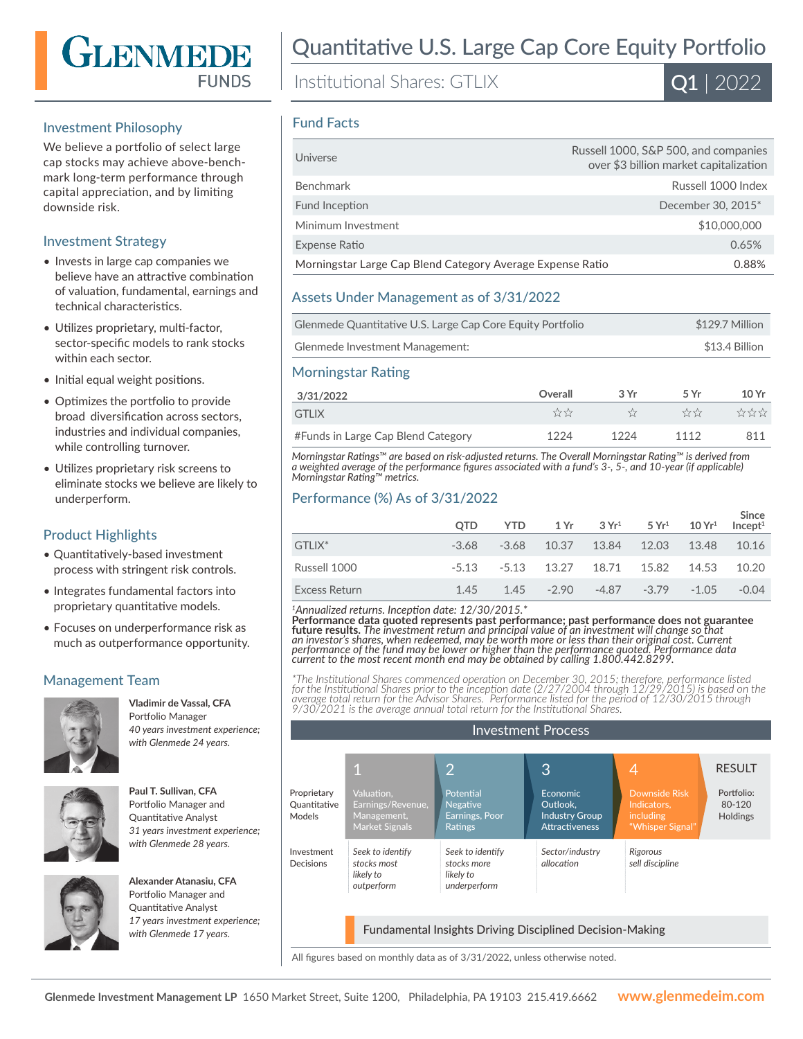# GLENMEDE FUNDS

# Quantitative U.S. Large Cap Core Equity Portfolio

Institutional Shares: GTLIX

**Q1** | 2022

## Investment Philosophy

We believe a portfolio of select large cap stocks may achieve above-benchmark long-term performance through capital appreciation, and by limiting downside risk.

## Investment Strategy

- Invests in large cap companies we believe have an attractive combination of valuation, fundamental, earnings and technical characteristics.
- Utilizes proprietary, multi-factor, sector-specific models to rank stocks within each sector.
- Initial equal weight positions.
- Optimizes the portfolio to provide broad diversification across sectors, industries and individual companies, while controlling turnover.
- Utilizes proprietary risk screens to eliminate stocks we believe are likely to underperform.

## Product Highlights

- Quantitatively-based investment process with stringent risk controls.
- Integrates fundamental factors into proprietary quantitative models.
- Focuses on underperformance risk as much as outperformance opportunity.

## Management Team

**Vladimir de Vassal, CFA**
Portfolio Manager
*40 years investment experience; with Glenmede 24 years.*

**Paul T. Sullivan, CFA**
Portfolio Manager and Quantitative Analyst
*31 years investment experience; with Glenmede 28 years.*

**Alexander Atanasiu, CFA**
Portfolio Manager and Quantitative Analyst
*17 years investment experience; with Glenmede 17 years.*

## Fund Facts

| | |
|---|---|
| Universe | Russell 1000, S&P 500, and companies over $3 billion market capitalization |
| Benchmark | Russell 1000 Index |
| Fund Inception | December 30, 2015* |
| Minimum Investment | $10,000,000 |
| Expense Ratio | 0.65% |
| Morningstar Large Cap Blend Category Average Expense Ratio | 0.88% |

## Assets Under Management as of 3/31/2022

| | |
|---|---|
| Glenmede Quantitative U.S. Large Cap Core Equity Portfolio | $129.7 Million |
| Glenmede Investment Management: | $13.4 Billion |

## Morningstar Rating

| 3/31/2022 | Overall | 3 Yr | 5 Yr | 10 Yr |
|---|---|---|---|---|
| GTLIX | ☆☆ | ☆ | ☆☆ | ☆☆☆ |
| #Funds in Large Cap Blend Category | 1224 | 1224 | 1112 | 811 |

*Morningstar Ratings™ are based on risk-adjusted returns. The Overall Morningstar Rating™ is derived from a weighted average of the performance figures associated with a fund's 3-, 5-, and 10-year (if applicable) Morningstar Rating™ metrics.*

## Performance (%) As of 3/31/2022

| | QTD | YTD | 1 Yr | 3 Yr[1] | 5 Yr[1] | 10 Yr[1] | Since Incept[1] |
|---|---|---|---|---|---|---|---|
| GTLIX* | -3.68 | -3.68 | 10.37 | 13.84 | 12.03 | 13.48 | 10.16 |
| Russell 1000 | -5.13 | -5.13 | 13.27 | 18.71 | 15.82 | 14.53 | 10.20 |
| Excess Return | 1.45 | 1.45 | -2.90 | -4.87 | -3.79 | -1.05 | -0.04 |

*[1]Annualized returns. Inception date: 12/30/2015.\**
**Performance data quoted represents past performance; past performance does not guarantee future results.** *The investment return and principal value of an investment will change so that an investor's shares, when redeemed, may be worth more or less than their original cost. Current performance of the fund may be lower or higher than the performance quoted. Performance data current to the most recent month end may be obtained by calling 1.800.442.8299.*

*\*The Institutional Shares commenced operation on December 30, 2015; therefore, performance listed for the Institutional Shares prior to the inception date (2/27/2004 through 12/29/2015) is based on the average total return for the Advisor Shares. Performance listed for the period of 12/30/2015 through 9/30/2021 is the average annual total return for the Institutional Shares.*

## Investment Process

| | 1 | 2 | 3 | 4 | RESULT |
|---|---|---|---|---|---|
| Proprietary Quantitative Models | Valuation, Earnings/Revenue, Management, Market Signals | Potential Negative Earnings, Poor Ratings | Economic Outlook, Industry Group Attractiveness | Downside Risk Indicators, including "Whisper Signal" | Portfolio: 80-120 Holdings |
| Investment Decisions | *Seek to identify stocks most likely to outperform* | *Seek to identify stocks more likely to underperform* | *Sector/industry allocation* | *Rigorous sell discipline* | |

Fundamental Insights Driving Disciplined Decision-Making

All figures based on monthly data as of 3/31/2022, unless otherwise noted.

**Glenmede Investment Management LP** 1650 Market Street, Suite 1200, Philadelphia, PA 19103 215.419.6662 **www.glenmedeim.com**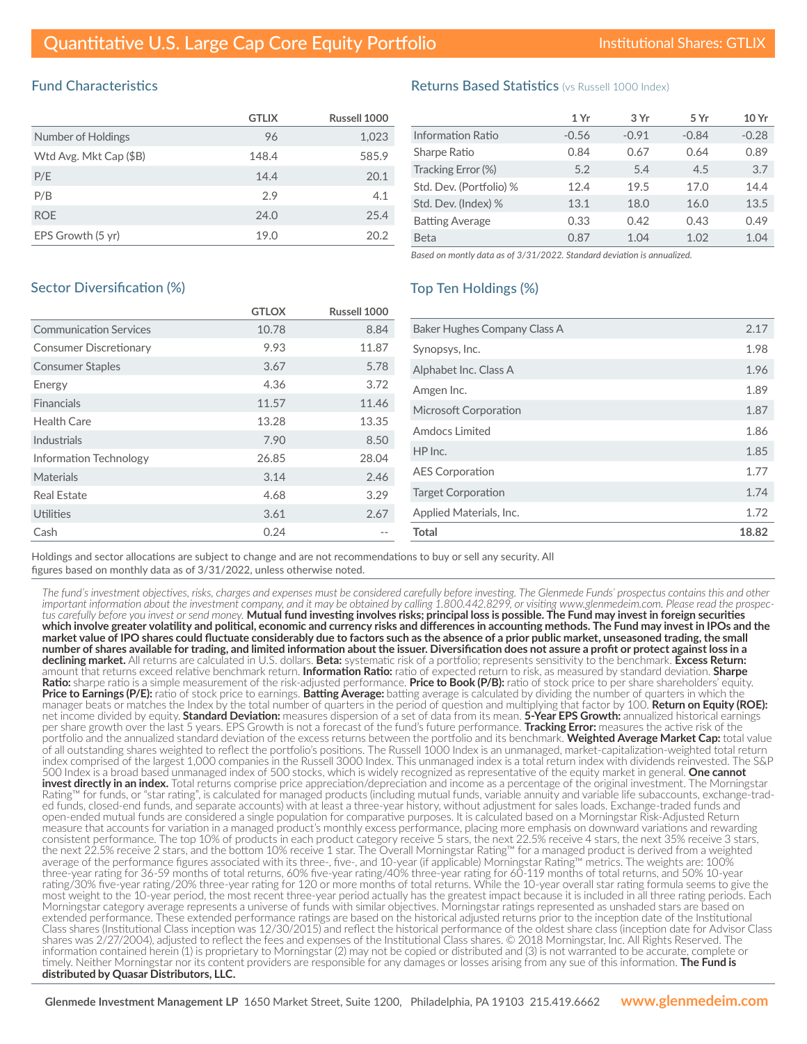# Quantitative U.S. Large Cap Core Equity Portfolio

Institutional Shares: GTLIX

## Fund Characteristics

| | GTLIX | Russell 1000 |
|---|---|---|
| Number of Holdings | 96 | 1,023 |
| Wtd Avg. Mkt Cap ($B) | 148.4 | 585.9 |
| P/E | 14.4 | 20.1 |
| P/B | 2.9 | 4.1 |
| ROE | 24.0 | 25.4 |
| EPS Growth (5 yr) | 19.0 | 20.2 |

## Returns Based Statistics (vs Russell 1000 Index)

| | 1 Yr | 3 Yr | 5 Yr | 10 Yr |
|---|---|---|---|---|
| Information Ratio | -0.56 | -0.91 | -0.84 | -0.28 |
| Sharpe Ratio | 0.84 | 0.67 | 0.64 | 0.89 |
| Tracking Error (%) | 5.2 | 5.4 | 4.5 | 3.7 |
| Std. Dev. (Portfolio) % | 12.4 | 19.5 | 17.0 | 14.4 |
| Std. Dev. (Index) % | 13.1 | 18.0 | 16.0 | 13.5 |
| Batting Average | 0.33 | 0.42 | 0.43 | 0.49 |
| Beta | 0.87 | 1.04 | 1.02 | 1.04 |

*Based on montly data as of 3/31/2022. Standard deviation is annualized.*

## Sector Diversification (%)

| | GTLOX | Russell 1000 |
|---|---|---|
| Communication Services | 10.78 | 8.84 |
| Consumer Discretionary | 9.93 | 11.87 |
| Consumer Staples | 3.67 | 5.78 |
| Energy | 4.36 | 3.72 |
| Financials | 11.57 | 11.46 |
| Health Care | 13.28 | 13.35 |
| Industrials | 7.90 | 8.50 |
| Information Technology | 26.85 | 28.04 |
| Materials | 3.14 | 2.46 |
| Real Estate | 4.68 | 3.29 |
| Utilities | 3.61 | 2.67 |
| Cash | 0.24 | -- |

## Top Ten Holdings (%)

| | |
|---|---|
| Baker Hughes Company Class A | 2.17 |
| Synopsys, Inc. | 1.98 |
| Alphabet Inc. Class A | 1.96 |
| Amgen Inc. | 1.89 |
| Microsoft Corporation | 1.87 |
| Amdocs Limited | 1.86 |
| HP Inc. | 1.85 |
| AES Corporation | 1.77 |
| Target Corporation | 1.74 |
| Applied Materials, Inc. | 1.72 |
| **Total** | **18.82** |

Holdings and sector allocations are subject to change and are not recommendations to buy or sell any security. All figures based on monthly data as of 3/31/2022, unless otherwise noted.

*The fund's investment objectives, risks, charges and expenses must be considered carefully before investing. The Glenmede Funds' prospectus contains this and other important information about the investment company, and it may be obtained by calling 1.800.442.8299, or visiting www.glenmedeim.com. Please read the prospectus carefully before you invest or send money.* **Mutual fund investing involves risks; principal loss is possible. The Fund may invest in foreign securities which involve greater volatility and political, economic and currency risks and differences in accounting methods. The Fund may invest in IPOs and the market value of IPO shares could fluctuate considerably due to factors such as the absence of a prior public market, unseasoned trading, the small number of shares available for trading, and limited information about the issuer. Diversification does not assure a profit or protect against loss in a declining market.** All returns are calculated in U.S. dollars. **Beta:** systematic risk of a portfolio; represents sensitivity to the benchmark. **Excess Return:** amount that returns exceed relative benchmark return. **Information Ratio:** ratio of expected return to risk, as measured by standard deviation. **Sharpe Ratio:** sharpe ratio is a simple measurement of the risk-adjusted performance. **Price to Book (P/B):** ratio of stock price to per share shareholders' equity. **Price to Earnings (P/E):** ratio of stock price to earnings. **Batting Average:** batting average is calculated by dividing the number of quarters in which the manager beats or matches the Index by the total number of quarters in the period of question and multiplying that factor by 100. **Return on Equity (ROE):** net income divided by equity. **Standard Deviation:** measures dispersion of a set of data from its mean. **5-Year EPS Growth:** annualized historical earnings per share growth over the last 5 years. EPS Growth is not a forecast of the fund's future performance. **Tracking Error:** measures the active risk of the portfolio and the annualized standard deviation of the excess returns between the portfolio and its benchmark. **Weighted Average Market Cap:** total value of all outstanding shares weighted to reflect the portfolio's positions. The Russell 1000 Index is an unmanaged, market-capitalization-weighted total return index comprised of the largest 1,000 companies in the Russell 3000 Index. This unmanaged index is a total return index with dividends reinvested. The S&P 500 Index is a broad based unmanaged index of 500 stocks, which is widely recognized as representative of the equity market in general. **One cannot invest directly in an index.** Total returns comprise price appreciation/depreciation and income as a percentage of the original investment. The Morningstar Rating™ for funds, or "star rating", is calculated for managed products (including mutual funds, variable annuity and variable life subaccounts, exchange-traded funds, closed-end funds, and separate accounts) with at least a three-year history, without adjustment for sales loads. Exchange-traded funds and open-ended mutual funds are considered a single population for comparative purposes. It is calculated based on a Morningstar Risk-Adjusted Return measure that accounts for variation in a managed product's monthly excess performance, placing more emphasis on downward variations and rewarding consistent performance. The top 10% of products in each product category receive 5 stars, the next 22.5% receive 4 stars, the next 35% receive 3 stars, the next 22.5% receive 2 stars, and the bottom 10% receive 1 star. The Overall Morningstar Rating™ for a managed product is derived from a weighted average of the performance figures associated with its three-, five-, and 10-year (if applicable) Morningstar Rating™ metrics. The weights are: 100% three-year rating for 36-59 months of total returns, 60% five-year rating/40% three-year rating for 60-119 months of total returns, and 50% 10-year rating/30% five-year rating/20% three-year rating for 120 or more months of total returns. While the 10-year overall star rating formula seems to give the most weight to the 10-year period, the most recent three-year period actually has the greatest impact because it is included in all three rating periods. Each Morningstar category average represents a universe of funds with similar objectives. Morningstar ratings represented as unshaded stars are based on extended performance. These extended performance ratings are based on the historical adjusted returns prior to the inception date of the Institutional Class shares (Institutional Class inception was 12/30/2015) and reflect the historical performance of the oldest share class (inception date for Advisor Class shares was 2/27/2004), adjusted to reflect the fees and expenses of the Institutional Class shares. © 2018 Morningstar, Inc. All Rights Reserved. The information contained herein (1) is proprietary to Morningstar (2) may not be copied or distributed and (3) is not warranted to be accurate, complete or timely. Neither Morningstar nor its content providers are responsible for any damages or losses arising from any sue of this information. **The Fund is distributed by Quasar Distributors, LLC.**

**Glenmede Investment Management LP** 1650 Market Street, Suite 1200, Philadelphia, PA 19103 215.419.6662 **www.glenmedeim.com**